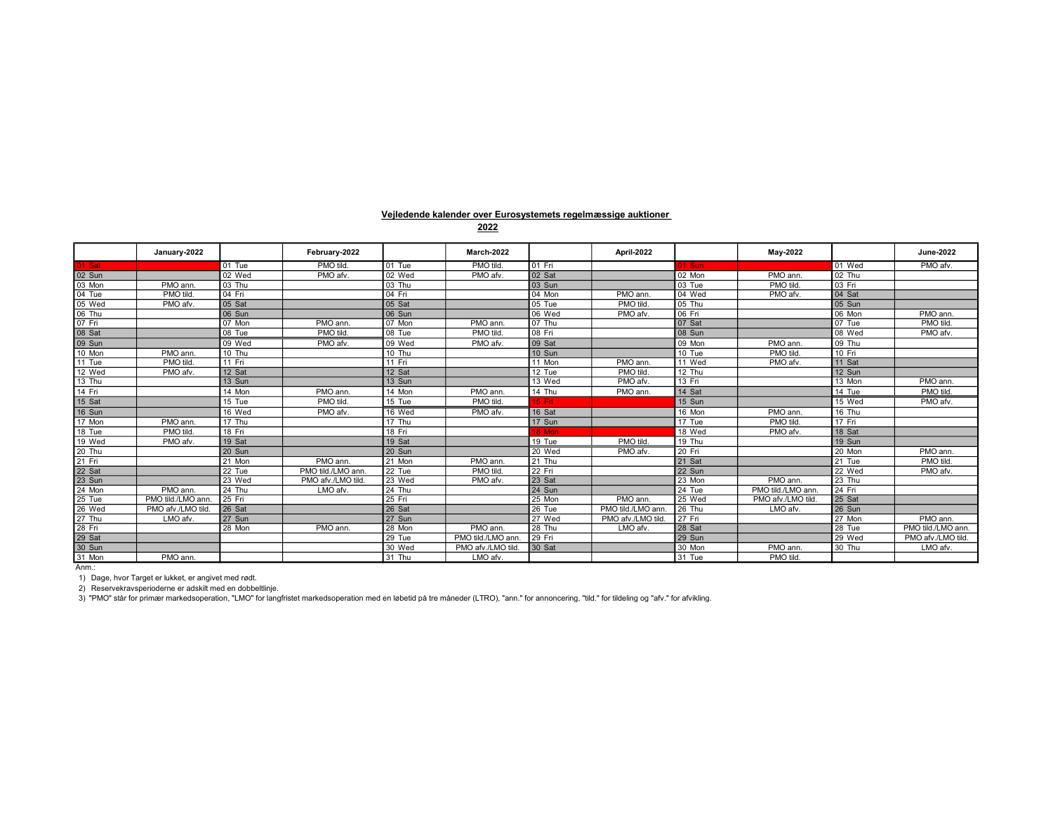## Vejledende kalender over Eurosystemets regelmæssige auktioner
## 2022

| | January-2022 | | February-2022 | | March-2022 | | April-2022 | | May-2022 | | June-2022 |
|---|---|---|---|---|---|---|---|---|---|---|---|
| 01 Sat | | 01 Tue | PMO tild. | 01 Tue | PMO tild. | 01 Fri | | 01 Sun | | 01 Wed | PMO afv. |
| 02 Sun | | 02 Wed | PMO afv. | 02 Wed | PMO afv. | 02 Sat | | 02 Mon | PMO ann. | 02 Thu | |
| 03 Mon | PMO ann. | 03 Thu | | 03 Thu | | 03 Sun | | 03 Tue | PMO tild. | 03 Fri | |
| 04 Tue | PMO tild. | 04 Fri | | 04 Fri | | 04 Mon | PMO ann. | 04 Wed | PMO afv. | 04 Sat | |
| 05 Wed | PMO afv. | 05 Sat | | 05 Sat | | 05 Tue | PMO tild. | 05 Thu | | 05 Sun | |
| 06 Thu | | 06 Sun | | 06 Sun | | 06 Wed | PMO afv. | 06 Fri | | 06 Mon | PMO ann. |
| 07 Fri | | 07 Mon | PMO ann. | 07 Mon | PMO ann. | 07 Thu | | 07 Sat | | 07 Tue | PMO tild. |
| 08 Sat | | 08 Tue | PMO tild. | 08 Tue | PMO tild. | 08 Fri | | 08 Sun | | 08 Wed | PMO afv. |
| 09 Sun | | 09 Wed | PMO afv. | 09 Wed | PMO afv. | 09 Sat | | 09 Mon | PMO ann. | 09 Thu | |
| 10 Mon | PMO ann. | 10 Thu | | 10 Thu | | 10 Sun | | 10 Tue | PMO tild. | 10 Fri | |
| 11 Tue | PMO tild. | 11 Fri | | 11 Fri | | 11 Mon | PMO ann. | 11 Wed | PMO afv. | 11 Sat | |
| 12 Wed | PMO afv. | 12 Sat | | 12 Sat | | 12 Tue | PMO tild. | 12 Thu | | 12 Sun | |
| 13 Thu | | 13 Sun | | 13 Sun | | 13 Wed | PMO afv. | 13 Fri | | 13 Mon | PMO ann. |
| 14 Fri | | 14 Mon | PMO ann. | 14 Mon | PMO ann. | 14 Thu | PMO ann. | 14 Sat | | 14 Tue | PMO tild. |
| 15 Sat | | 15 Tue | PMO tild. | 15 Tue | PMO tild. | 15 Fri | | 15 Sun | | 15 Wed | PMO afv. |
| 16 Sun | | 16 Wed | PMO afv. | 16 Wed | PMO afv. | 16 Sat | | 16 Mon | PMO ann. | 16 Thu | |
| 17 Mon | PMO ann. | 17 Thu | | 17 Thu | | 17 Sun | | 17 Tue | PMO tild. | 17 Fri | |
| 18 Tue | PMO tild. | 18 Fri | | 18 Fri | | 18 Mon | | 18 Wed | PMO afv. | 18 Sat | |
| 19 Wed | PMO afv. | 19 Sat | | 19 Sat | | 19 Tue | PMO tild. | 19 Thu | | 19 Sun | |
| 20 Thu | | 20 Sun | | 20 Sun | | 20 Wed | PMO afv. | 20 Fri | | 20 Mon | PMO ann. |
| 21 Fri | | 21 Mon | PMO ann. | 21 Mon | PMO ann. | 21 Thu | | 21 Sat | | 21 Tue | PMO tild. |
| 22 Sat | | 22 Tue | PMO tild./LMO ann. | 22 Tue | PMO tild. | 22 Fri | | 22 Sun | | 22 Wed | PMO afv. |
| 23 Sun | | 23 Wed | PMO afv./LMO tild. | 23 Wed | PMO afv. | 23 Sat | | 23 Mon | PMO ann. | 23 Thu | |
| 24 Mon | PMO ann. | 24 Thu | LMO afv. | 24 Thu | | 24 Sun | | 24 Tue | PMO tild./LMO ann. | 24 Fri | |
| 25 Tue | PMO tild./LMO ann. | 25 Fri | | 25 Fri | | 25 Mon | PMO ann. | 25 Wed | PMO afv./LMO tild. | 25 Sat | |
| 26 Wed | PMO afv./LMO tild. | 26 Sat | | 26 Sat | | 26 Tue | PMO tild./LMO ann. | 26 Thu | LMO afv. | 26 Sun | |
| 27 Thu | LMO afv. | 27 Sun | | 27 Sun | | 27 Wed | PMO afv./LMO tild. | 27 Fri | | 27 Mon | PMO ann. |
| 28 Fri | | 28 Mon | PMO ann. | 28 Mon | PMO ann. | 28 Thu | LMO afv. | 28 Sat | | 28 Tue | PMO tild./LMO ann. |
| 29 Sat | | | | 29 Tue | PMO tild./LMO ann. | 29 Fri | | 29 Sun | | 29 Wed | PMO afv./LMO tild. |
| 30 Sun | | | | 30 Wed | PMO afv./LMO tild. | 30 Sat | | 30 Mon | PMO ann. | 30 Thu | LMO afv. |
| 31 Mon | PMO ann. | | | 31 Thu | LMO afv. | | | 31 Tue | PMO tild. | | |

Anm.:

1) Dage, hvor Target er lukket, er angivet med rødt.

2) Reservekravsperioderne er adskilt med en dobbeltlinje.

3) "PMO" står for primær markedsoperation, "LMO" for langfristet markedsoperation med en løbetid på tre måneder (LTRO), "ann." for annoncering, "tild." for tildeling og "afv." for afvikling.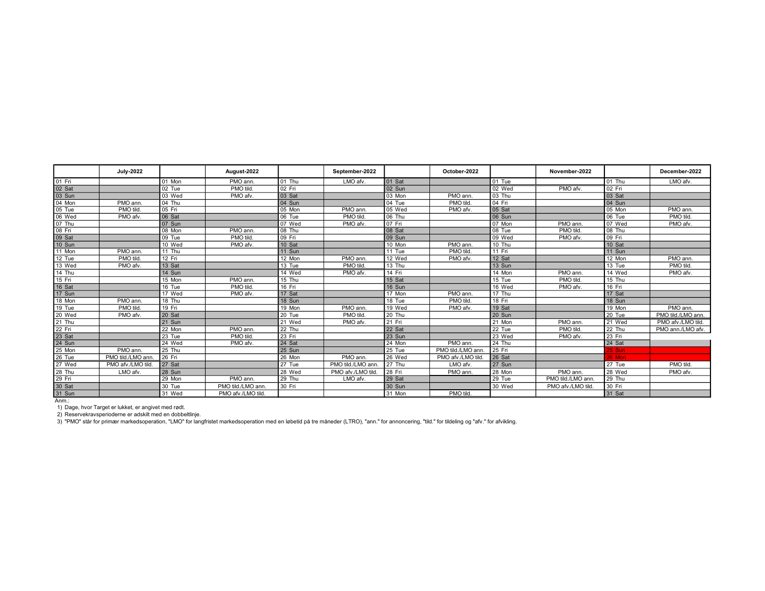| | July-2022 | | August-2022 | | September-2022 | | October-2022 | | November-2022 | | December-2022 |
|---|---|---|---|---|---|---|---|---|---|---|---|
| 01 Fri | | 01 Mon | PMO ann. | 01 Thu | LMO afv. | 01 Sat | | 01 Tue | | 01 Thu | LMO afv. |
| 02 Sat | | 02 Tue | PMO tild. | 02 Fri | | 02 Sun | | 02 Wed | PMO afv. | 02 Fri | |
| 03 Sun | | 03 Wed | PMO afv. | 03 Sat | | 03 Mon | PMO ann. | 03 Thu | | 03 Sat | |
| 04 Mon | PMO ann. | 04 Thu | | 04 Sun | | 04 Tue | PMO tild. | 04 Fri | | 04 Sun | |
| 05 Tue | PMO tild. | 05 Fri | | 05 Mon | PMO ann. | 05 Wed | PMO afv. | 05 Sat | | 05 Mon | PMO ann. |
| 06 Wed | PMO afv. | 06 Sat | | 06 Tue | PMO tild. | 06 Thu | | 06 Sun | | 06 Tue | PMO tild. |
| 07 Thu | | 07 Sun | | 07 Wed | PMO afv. | 07 Fri | | 07 Mon | PMO ann. | 07 Wed | PMO afv. |
| 08 Fri | | 08 Mon | PMO ann. | 08 Thu | | 08 Sat | | 08 Tue | PMO tild. | 08 Thu | |
| 09 Sat | | 09 Tue | PMO tild. | 09 Fri | | 09 Sun | | 09 Wed | PMO afv. | 09 Fri | |
| 10 Sun | | 10 Wed | PMO afv. | 10 Sat | | 10 Mon | PMO ann. | 10 Thu | | 10 Sat | |
| 11 Mon | PMO ann. | 11 Thu | | 11 Sun | | 11 Tue | PMO tild. | 11 Fri | | 11 Sun | |
| 12 Tue | PMO tild. | 12 Fri | | 12 Mon | PMO ann. | 12 Wed | PMO afv. | 12 Sat | | 12 Mon | PMO ann. |
| 13 Wed | PMO afv. | 13 Sat | | 13 Tue | PMO tild. | 13 Thu | | 13 Sun | | 13 Tue | PMO tild. |
| 14 Thu | | 14 Sun | | 14 Wed | PMO afv. | 14 Fri | | 14 Mon | PMO ann. | 14 Wed | PMO afv. |
| 15 Fri | | 15 Mon | PMO ann. | 15 Thu | | 15 Sat | | 15 Tue | PMO tild. | 15 Thu | |
| 16 Sat | | 16 Tue | PMO tild. | 16 Fri | | 16 Sun | | 16 Wed | PMO afv. | 16 Fri | |
| 17 Sun | | 17 Wed | PMO afv. | 17 Sat | | 17 Mon | PMO ann. | 17 Thu | | 17 Sat | |
| 18 Mon | PMO ann. | 18 Thu | | 18 Sun | | 18 Tue | PMO tild. | 18 Fri | | 18 Sun | |
| 19 Tue | PMO tild. | 19 Fri | | 19 Mon | PMO ann. | 19 Wed | PMO afv. | 19 Sat | | 19 Mon | PMO ann. |
| 20 Wed | PMO afv. | 20 Sat | | 20 Tue | PMO tild. | 20 Thu | | 20 Sun | | 20 Tue | PMO tild./LMO ann. |
| 21 Thu | | 21 Sun | | 21 Wed | PMO afv. | 21 Fri | | 21 Mon | PMO ann. | 21 Wed | PMO afv./LMO tild. |
| 22 Fri | | 22 Mon | PMO ann. | 22 Thu | | 22 Sat | | 22 Tue | PMO tild. | 22 Thu | PMO ann./LMO afv. |
| 23 Sat | | 23 Tue | PMO tild. | 23 Fri | | 23 Sun | | 23 Wed | PMO afv. | 23 Fri | |
| 24 Sun | | 24 Wed | PMO afv. | 24 Sat | | 24 Mon | PMO ann. | 24 Thu | | 24 Sat | |
| 25 Mon | PMO ann. | 25 Thu | | 25 Sun | | 25 Tue | PMO tild./LMO ann. | 25 Fri | | 25 Sun | |
| 26 Tue | PMO tild./LMO ann. | 26 Fri | | 26 Mon | PMO ann. | 26 Wed | PMO afv./LMO tild. | 26 Sat | | 26 Mon | |
| 27 Wed | PMO afv./LMO tild. | 27 Sat | | 27 Tue | PMO tild./LMO ann. | 27 Thu | LMO afv. | 27 Sun | | 27 Tue | PMO tild. |
| 28 Thu | LMO afv. | 28 Sun | | 28 Wed | PMO afv./LMO tild. | 28 Fri | PMO ann. | 28 Mon | PMO ann. | 28 Wed | PMO afv. |
| 29 Fri | | 29 Mon | PMO ann. | 29 Thu | LMO afv. | 29 Sat | | 29 Tue | PMO tild./LMO ann. | 29 Thu | |
| 30 Sat | | 30 Tue | PMO tild./LMO ann. | 30 Fri | | 30 Sun | | 30 Wed | PMO afv./LMO tild. | 30 Fri | |
| 31 Sun | | 31 Wed | PMO afv./LMO tild. | | | 31 Mon | PMO tild. | | | 31 Sat | |

Anm.:

1) Dage, hvor Target er lukket, er angivet med rødt.

2) Reservekravsperioderne er adskilt med en dobbeltlinje.

3) "PMO" står for primær markedsoperation, "LMO" for langfristet markedsoperation med en løbetid på tre måneder (LTRO), "ann." for annoncering, "tild." for tildeling og "afv." for afvikling.